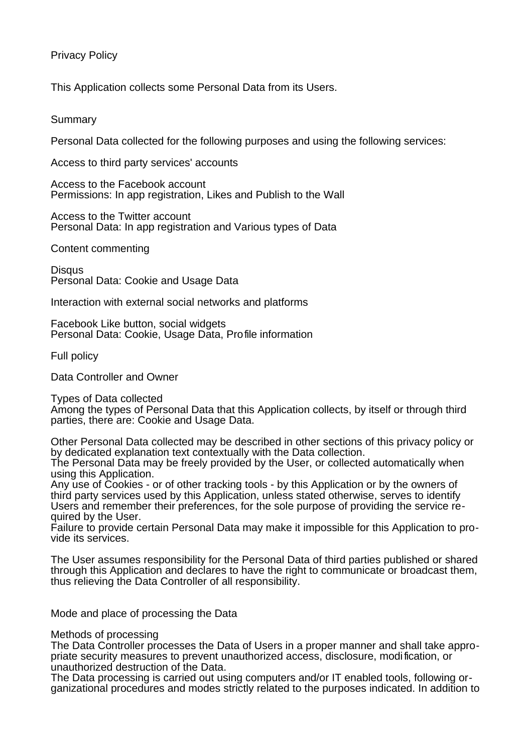# Privacy Policy

This Application collects some Personal Data from its Users.

## Summary

Personal Data collected for the following purposes and using the following services:

### Access to third party services' accounts

Access to the Facebook account
Permissions: In app registration, Likes and Publish to the Wall

Access to the Twitter account
Personal Data: In app registration and Various types of Data

### Content commenting

Disqus
Personal Data: Cookie and Usage Data

### Interaction with external social networks and platforms

Facebook Like button, social widgets
Personal Data: Cookie, Usage Data, Profile information

## Full policy

### Data Controller and Owner

### Types of Data collected

Among the types of Personal Data that this Application collects, by itself or through third parties, there are: Cookie and Usage Data.

Other Personal Data collected may be described in other sections of this privacy policy or by dedicated explanation text contextually with the Data collection.
The Personal Data may be freely provided by the User, or collected automatically when using this Application.
Any use of Cookies - or of other tracking tools - by this Application or by the owners of third party services used by this Application, unless stated otherwise, serves to identify Users and remember their preferences, for the sole purpose of providing the service required by the User.
Failure to provide certain Personal Data may make it impossible for this Application to provide its services.

The User assumes responsibility for the Personal Data of third parties published or shared through this Application and declares to have the right to communicate or broadcast them, thus relieving the Data Controller of all responsibility.

### Mode and place of processing the Data

#### Methods of processing

The Data Controller processes the Data of Users in a proper manner and shall take appropriate security measures to prevent unauthorized access, disclosure, modification, or unauthorized destruction of the Data.
The Data processing is carried out using computers and/or IT enabled tools, following organizational procedures and modes strictly related to the purposes indicated. In addition to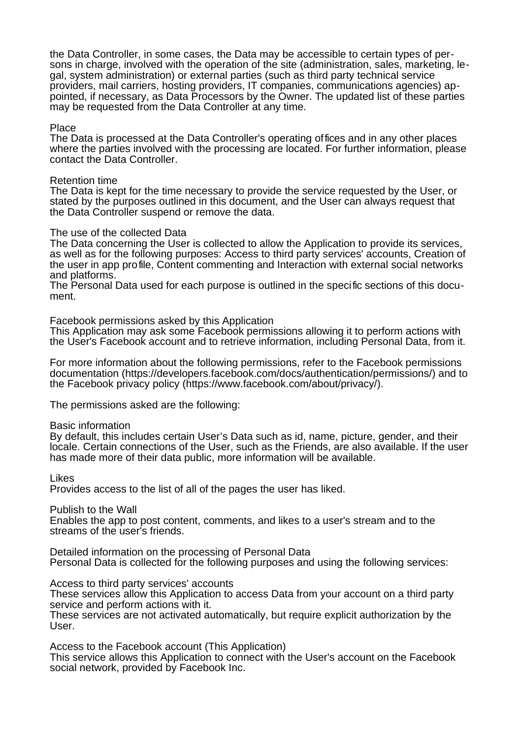the Data Controller, in some cases, the Data may be accessible to certain types of persons in charge, involved with the operation of the site (administration, sales, marketing, legal, system administration) or external parties (such as third party technical service providers, mail carriers, hosting providers, IT companies, communications agencies) appointed, if necessary, as Data Processors by the Owner. The updated list of these parties may be requested from the Data Controller at any time.

### Place

The Data is processed at the Data Controller's operating offices and in any other places where the parties involved with the processing are located. For further information, please contact the Data Controller.

### Retention time

The Data is kept for the time necessary to provide the service requested by the User, or stated by the purposes outlined in this document, and the User can always request that the Data Controller suspend or remove the data.

## The use of the collected Data

The Data concerning the User is collected to allow the Application to provide its services, as well as for the following purposes: Access to third party services' accounts, Creation of the user in app profile, Content commenting and Interaction with external social networks and platforms.
The Personal Data used for each purpose is outlined in the specific sections of this document.

## Facebook permissions asked by this Application

This Application may ask some Facebook permissions allowing it to perform actions with the User's Facebook account and to retrieve information, including Personal Data, from it.

For more information about the following permissions, refer to the Facebook permissions documentation (https://developers.facebook.com/docs/authentication/permissions/) and to the Facebook privacy policy (https://www.facebook.com/about/privacy/).

The permissions asked are the following:

### Basic information

By default, this includes certain User's Data such as id, name, picture, gender, and their locale. Certain connections of the User, such as the Friends, are also available. If the user has made more of their data public, more information will be available.

### Likes

Provides access to the list of all of the pages the user has liked.

### Publish to the Wall

Enables the app to post content, comments, and likes to a user's stream and to the streams of the user's friends.

## Detailed information on the processing of Personal Data

Personal Data is collected for the following purposes and using the following services:

### Access to third party services' accounts

These services allow this Application to access Data from your account on a third party service and perform actions with it.
These services are not activated automatically, but require explicit authorization by the User.

#### Access to the Facebook account (This Application)

This service allows this Application to connect with the User's account on the Facebook social network, provided by Facebook Inc.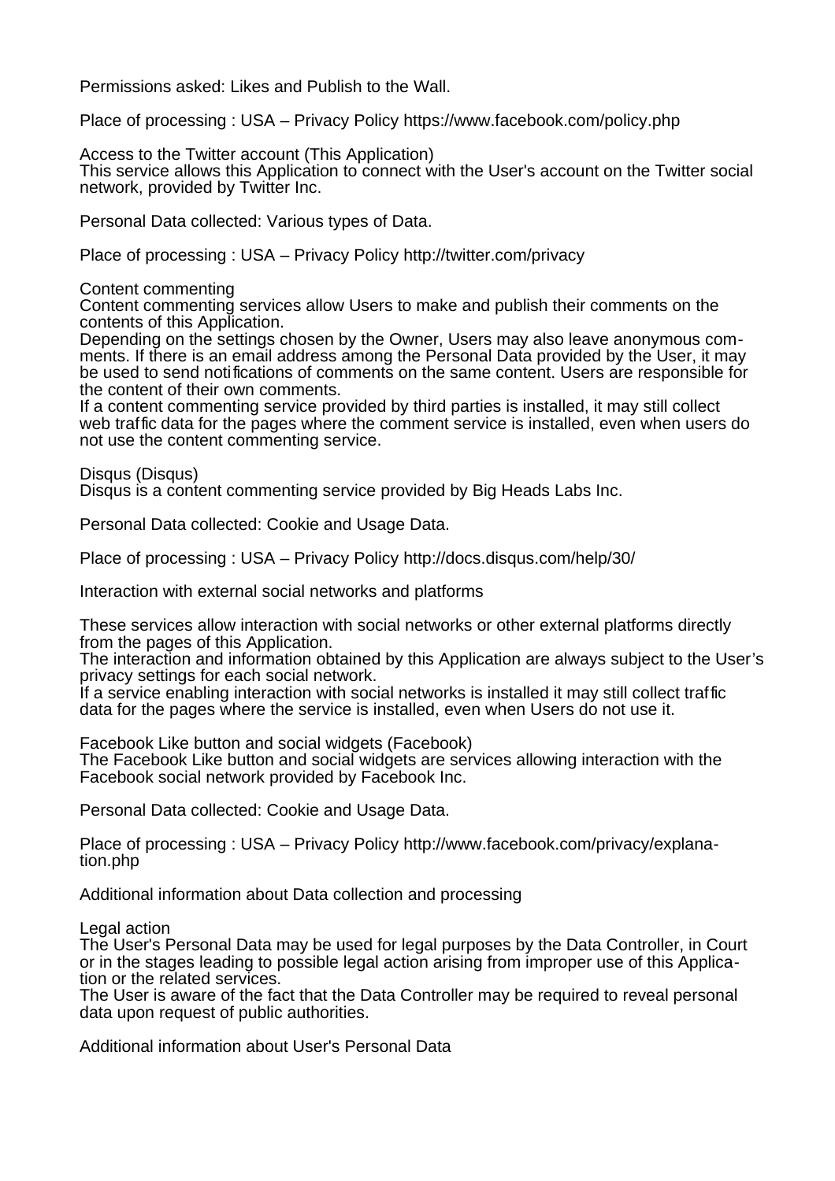Permissions asked: Likes and Publish to the Wall.

Place of processing : USA – Privacy Policy https://www.facebook.com/policy.php

Access to the Twitter account (This Application)
This service allows this Application to connect with the User's account on the Twitter social network, provided by Twitter Inc.

Personal Data collected: Various types of Data.

Place of processing : USA – Privacy Policy http://twitter.com/privacy

### Content commenting

Content commenting services allow Users to make and publish their comments on the contents of this Application.
Depending on the settings chosen by the Owner, Users may also leave anonymous comments. If there is an email address among the Personal Data provided by the User, it may be used to send notifications of comments on the same content. Users are responsible for the content of their own comments.
If a content commenting service provided by third parties is installed, it may still collect web traffic data for the pages where the comment service is installed, even when users do not use the content commenting service.

Disqus (Disqus)
Disqus is a content commenting service provided by Big Heads Labs Inc.

Personal Data collected: Cookie and Usage Data.

Place of processing : USA – Privacy Policy http://docs.disqus.com/help/30/

### Interaction with external social networks and platforms

These services allow interaction with social networks or other external platforms directly from the pages of this Application.
The interaction and information obtained by this Application are always subject to the User's privacy settings for each social network.
If a service enabling interaction with social networks is installed it may still collect traffic data for the pages where the service is installed, even when Users do not use it.

Facebook Like button and social widgets (Facebook)
The Facebook Like button and social widgets are services allowing interaction with the Facebook social network provided by Facebook Inc.

Personal Data collected: Cookie and Usage Data.

Place of processing : USA – Privacy Policy http://www.facebook.com/privacy/explanation.php

## Additional information about Data collection and processing

### Legal action

The User's Personal Data may be used for legal purposes by the Data Controller, in Court or in the stages leading to possible legal action arising from improper use of this Application or the related services.
The User is aware of the fact that the Data Controller may be required to reveal personal data upon request of public authorities.

### Additional information about User's Personal Data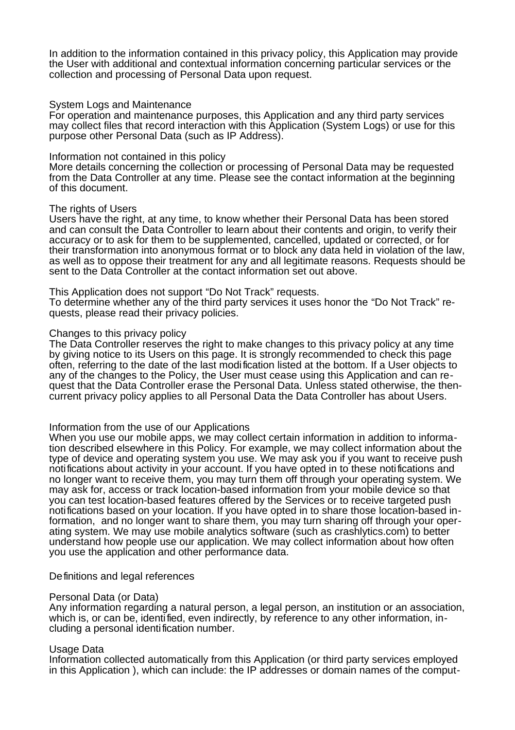In addition to the information contained in this privacy policy, this Application may provide the User with additional and contextual information concerning particular services or the collection and processing of Personal Data upon request.

### System Logs and Maintenance

For operation and maintenance purposes, this Application and any third party services may collect files that record interaction with this Application (System Logs) or use for this purpose other Personal Data (such as IP Address).

### Information not contained in this policy

More details concerning the collection or processing of Personal Data may be requested from the Data Controller at any time. Please see the contact information at the beginning of this document.

### The rights of Users

Users have the right, at any time, to know whether their Personal Data has been stored and can consult the Data Controller to learn about their contents and origin, to verify their accuracy or to ask for them to be supplemented, cancelled, updated or corrected, or for their transformation into anonymous format or to block any data held in violation of the law, as well as to oppose their treatment for any and all legitimate reasons. Requests should be sent to the Data Controller at the contact information set out above.

This Application does not support "Do Not Track" requests.
To determine whether any of the third party services it uses honor the "Do Not Track" requests, please read their privacy policies.

### Changes to this privacy policy

The Data Controller reserves the right to make changes to this privacy policy at any time by giving notice to its Users on this page. It is strongly recommended to check this page often, referring to the date of the last modification listed at the bottom. If a User objects to any of the changes to the Policy, the User must cease using this Application and can request that the Data Controller erase the Personal Data. Unless stated otherwise, the then-current privacy policy applies to all Personal Data the Data Controller has about Users.

### Information from the use of our Applications

When you use our mobile apps, we may collect certain information in addition to information described elsewhere in this Policy. For example, we may collect information about the type of device and operating system you use. We may ask you if you want to receive push notifications about activity in your account. If you have opted in to these notifications and no longer want to receive them, you may turn them off through your operating system. We may ask for, access or track location-based information from your mobile device so that you can test location-based features offered by the Services or to receive targeted push notifications based on your location. If you have opted in to share those location-based information,  and no longer want to share them, you may turn sharing off through your operating system. We may use mobile analytics software (such as crashlytics.com) to better understand how people use our application. We may collect information about how often you use the application and other performance data.

## Definitions and legal references

### Personal Data (or Data)

Any information regarding a natural person, a legal person, an institution or an association, which is, or can be, identified, even indirectly, by reference to any other information, including a personal identification number.

### Usage Data

Information collected automatically from this Application (or third party services employed in this Application ), which can include: the IP addresses or domain names of the comput-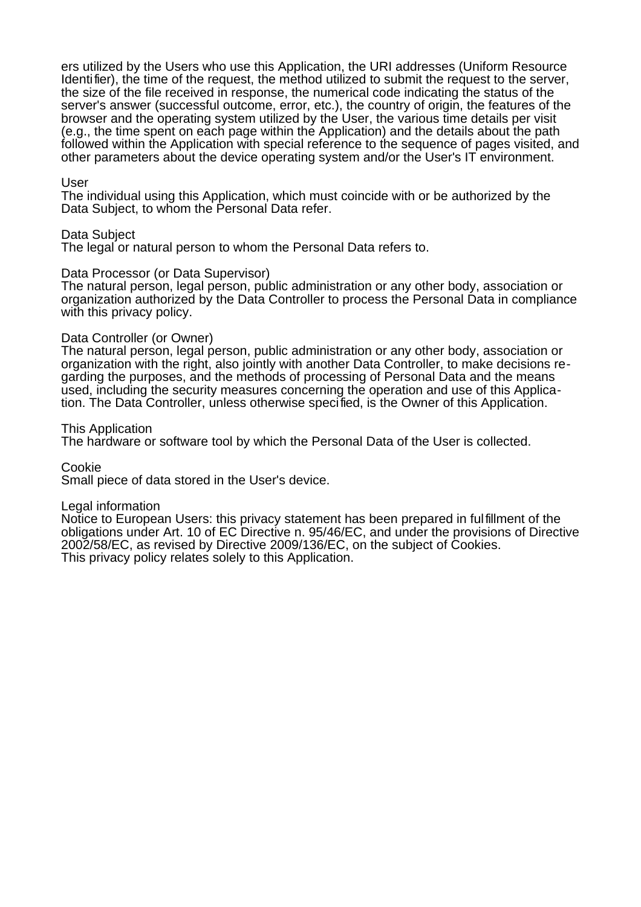ers utilized by the Users who use this Application, the URI addresses (Uniform Resource Identifier), the time of the request, the method utilized to submit the request to the server, the size of the file received in response, the numerical code indicating the status of the server's answer (successful outcome, error, etc.), the country of origin, the features of the browser and the operating system utilized by the User, the various time details per visit (e.g., the time spent on each page within the Application) and the details about the path followed within the Application with special reference to the sequence of pages visited, and other parameters about the device operating system and/or the User's IT environment.

User
The individual using this Application, which must coincide with or be authorized by the Data Subject, to whom the Personal Data refer.

Data Subject
The legal or natural person to whom the Personal Data refers to.

Data Processor (or Data Supervisor)
The natural person, legal person, public administration or any other body, association or organization authorized by the Data Controller to process the Personal Data in compliance with this privacy policy.

Data Controller (or Owner)
The natural person, legal person, public administration or any other body, association or organization with the right, also jointly with another Data Controller, to make decisions regarding the purposes, and the methods of processing of Personal Data and the means used, including the security measures concerning the operation and use of this Application. The Data Controller, unless otherwise specified, is the Owner of this Application.

This Application
The hardware or software tool by which the Personal Data of the User is collected.

Cookie
Small piece of data stored in the User's device.

Legal information
Notice to European Users: this privacy statement has been prepared in fulfillment of the obligations under Art. 10 of EC Directive n. 95/46/EC, and under the provisions of Directive 2002/58/EC, as revised by Directive 2009/136/EC, on the subject of Cookies.
This privacy policy relates solely to this Application.